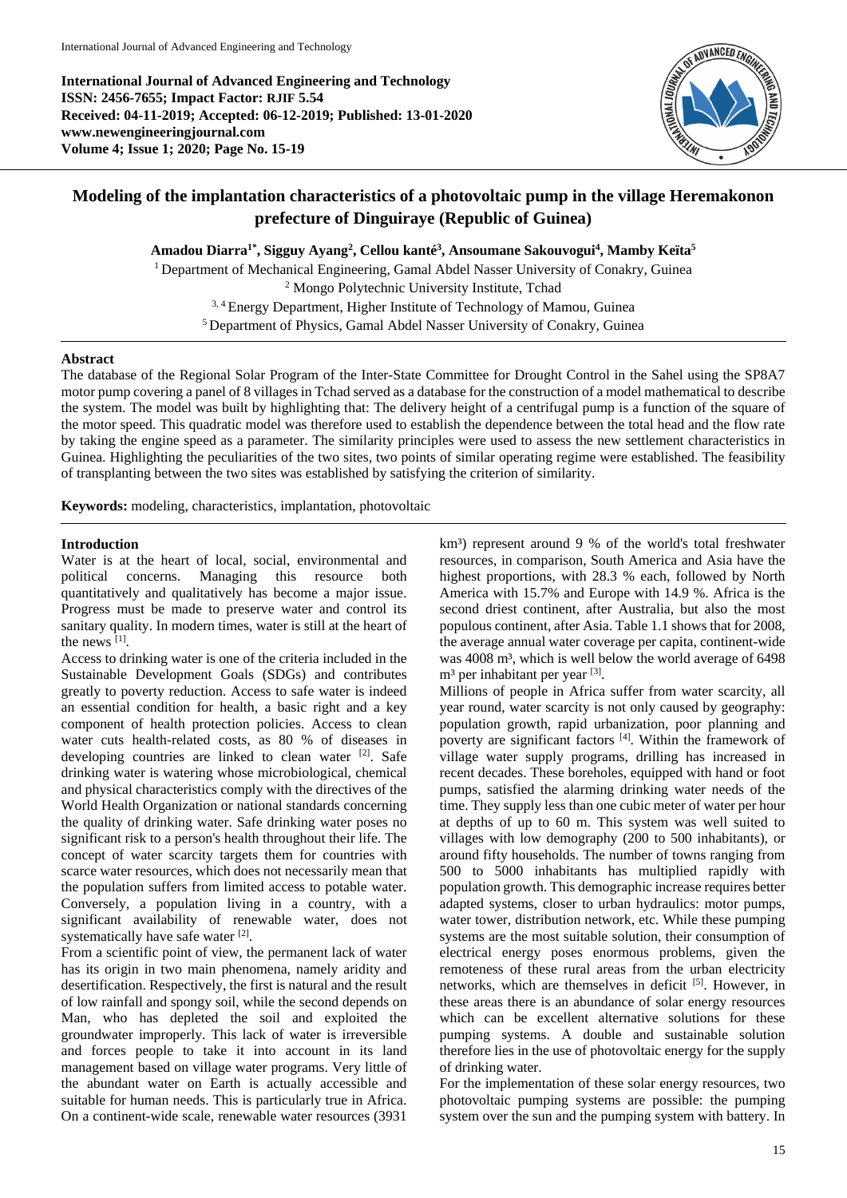International Journal of Advanced Engineering and Technology
**ISSN: 2456-7655; Impact Factor: RJIF 5.54**
**Received: 04-11-2019; Accepted: 06-12-2019; Published: 13-01-2020**
**www.newengineeringjournal.com**
**Volume 4; Issue 1; 2020; Page No. 15-19**

# Modeling of the implantation characteristics of a photovoltaic pump in the village Heremakonon prefecture of Dinguiraye (Republic of Guinea)

**Amadou Diarra[1*], Sigguy Ayang[2], Cellou kanté[3], Ansoumane Sakouvogui[4], Mamby Keïta[5]**

[1] Department of Mechanical Engineering, Gamal Abdel Nasser University of Conakry, Guinea
[2] Mongo Polytechnic University Institute, Tchad
[3, 4] Energy Department, Higher Institute of Technology of Mamou, Guinea
[5] Department of Physics, Gamal Abdel Nasser University of Conakry, Guinea

## Abstract

The database of the Regional Solar Program of the Inter-State Committee for Drought Control in the Sahel using the SP8A7 motor pump covering a panel of 8 villages in Tchad served as a database for the construction of a model mathematical to describe the system. The model was built by highlighting that: The delivery height of a centrifugal pump is a function of the square of the motor speed. This quadratic model was therefore used to establish the dependence between the total head and the flow rate by taking the engine speed as a parameter. The similarity principles were used to assess the new settlement characteristics in Guinea. Highlighting the peculiarities of the two sites, two points of similar operating regime were established. The feasibility of transplanting between the two sites was established by satisfying the criterion of similarity.

**Keywords:** modeling, characteristics, implantation, photovoltaic

## Introduction

Water is at the heart of local, social, environmental and political concerns. Managing this resource both quantitatively and qualitatively has become a major issue. Progress must be made to preserve water and control its sanitary quality. In modern times, water is still at the heart of the news [1].

Access to drinking water is one of the criteria included in the Sustainable Development Goals (SDGs) and contributes greatly to poverty reduction. Access to safe water is indeed an essential condition for health, a basic right and a key component of health protection policies. Access to clean water cuts health-related costs, as 80 % of diseases in developing countries are linked to clean water [2]. Safe drinking water is watering whose microbiological, chemical and physical characteristics comply with the directives of the World Health Organization or national standards concerning the quality of drinking water. Safe drinking water poses no significant risk to a person's health throughout their life. The concept of water scarcity targets them for countries with scarce water resources, which does not necessarily mean that the population suffers from limited access to potable water. Conversely, a population living in a country, with a significant availability of renewable water, does not systematically have safe water [2].

From a scientific point of view, the permanent lack of water has its origin in two main phenomena, namely aridity and desertification. Respectively, the first is natural and the result of low rainfall and spongy soil, while the second depends on Man, who has depleted the soil and exploited the groundwater improperly. This lack of water is irreversible and forces people to take into account in its land management based on village water programs. Very little of the abundant water on Earth is actually accessible and suitable for human needs. This is particularly true in Africa. On a continent-wide scale, renewable water resources (3931 km³) represent around 9 % of the world's total freshwater resources, in comparison, South America and Asia have the highest proportions, with 28.3 % each, followed by North America with 15.7% and Europe with 14.9 %. Africa is the second driest continent, after Australia, but also the most populous continent, after Asia. Table 1.1 shows that for 2008, the average annual water coverage per capita, continent-wide was 4008 m³, which is well below the world average of 6498 m³ per inhabitant per year [3].

Millions of people in Africa suffer from water scarcity, all year round, water scarcity is not only caused by geography: population growth, rapid urbanization, poor planning and poverty are significant factors [4]. Within the framework of village water supply programs, drilling has increased in recent decades. These boreholes, equipped with hand or foot pumps, satisfied the alarming drinking water needs of the time. They supply less than one cubic meter of water per hour at depths of up to 60 m. This system was well suited to villages with low demography (200 to 500 inhabitants), or around fifty households. The number of towns ranging from 500 to 5000 inhabitants has multiplied rapidly with population growth. This demographic increase requires better adapted systems, closer to urban hydraulics: motor pumps, water tower, distribution network, etc. While these pumping systems are the most suitable solution, their consumption of electrical energy poses enormous problems, given the remoteness of these rural areas from the urban electricity networks, which are themselves in deficit [5]. However, in these areas there is an abundance of solar energy resources which can be excellent alternative solutions for these pumping systems. A double and sustainable solution therefore lies in the use of photovoltaic energy for the supply of drinking water.

For the implementation of these solar energy resources, two photovoltaic pumping systems are possible: the pumping system over the sun and the pumping system with battery. In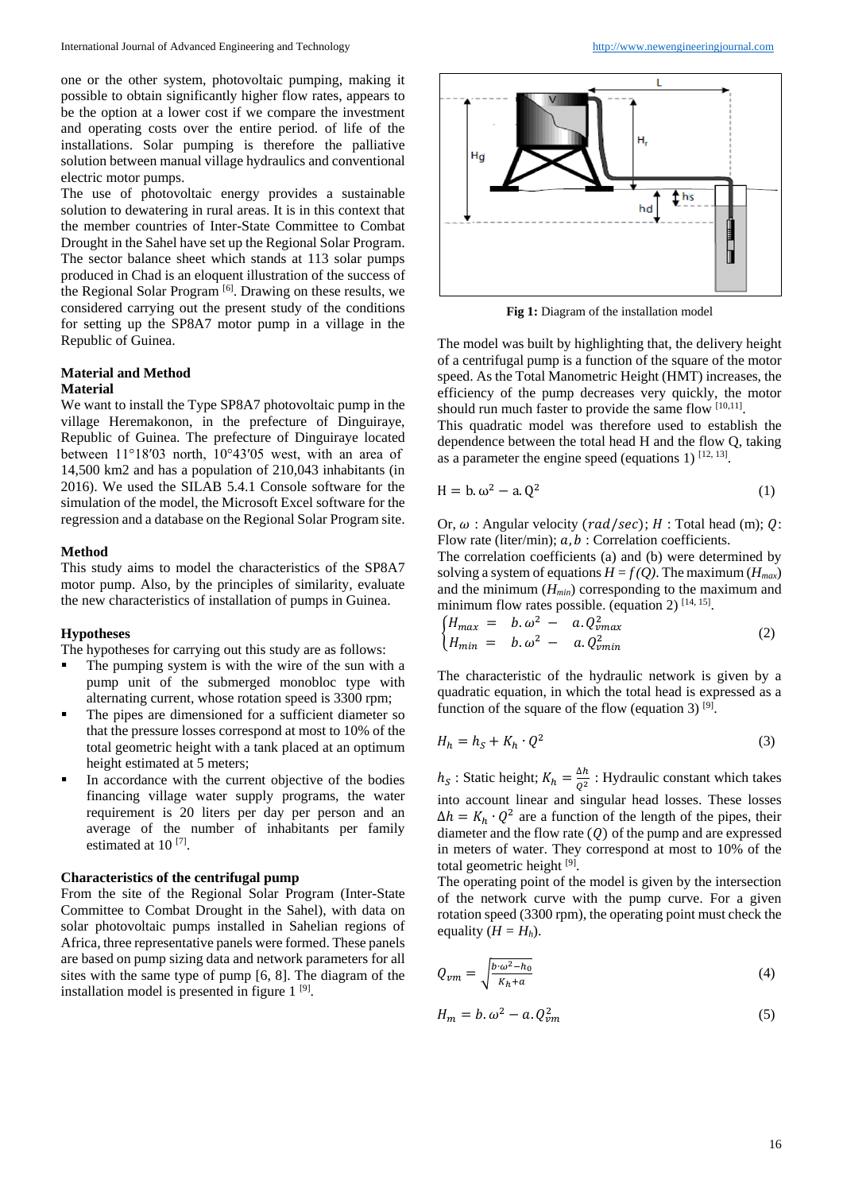one or the other system, photovoltaic pumping, making it possible to obtain significantly higher flow rates, appears to be the option at a lower cost if we compare the investment and operating costs over the entire period. of life of the installations. Solar pumping is therefore the palliative solution between manual village hydraulics and conventional electric motor pumps.

The use of photovoltaic energy provides a sustainable solution to dewatering in rural areas. It is in this context that the member countries of Inter-State Committee to Combat Drought in the Sahel have set up the Regional Solar Program. The sector balance sheet which stands at 113 solar pumps produced in Chad is an eloquent illustration of the success of the Regional Solar Program [6]. Drawing on these results, we considered carrying out the present study of the conditions for setting up the SP8A7 motor pump in a village in the Republic of Guinea.

## Material and Method

### Material

We want to install the Type SP8A7 photovoltaic pump in the village Heremakonon, in the prefecture of Dinguiraye, Republic of Guinea. The prefecture of Dinguiraye located between 11°18′03 north, 10°43′05 west, with an area of 14,500 km2 and has a population of 210,043 inhabitants (in 2016). We used the SILAB 5.4.1 Console software for the simulation of the model, the Microsoft Excel software for the regression and a database on the Regional Solar Program site.

### Method

This study aims to model the characteristics of the SP8A7 motor pump. Also, by the principles of similarity, evaluate the new characteristics of installation of pumps in Guinea.

### Hypotheses

The hypotheses for carrying out this study are as follows:

- The pumping system is with the wire of the sun with a pump unit of the submerged monobloc type with alternating current, whose rotation speed is 3300 rpm;
- The pipes are dimensioned for a sufficient diameter so that the pressure losses correspond at most to 10% of the total geometric height with a tank placed at an optimum height estimated at 5 meters;
- In accordance with the current objective of the bodies financing village water supply programs, the water requirement is 20 liters per day per person and an average of the number of inhabitants per family estimated at 10 [7].

### Characteristics of the centrifugal pump

From the site of the Regional Solar Program (Inter-State Committee to Combat Drought in the Sahel), with data on solar photovoltaic pumps installed in Sahelian regions of Africa, three representative panels were formed. These panels are based on pump sizing data and network parameters for all sites with the same type of pump [6, 8]. The diagram of the installation model is presented in figure 1 [9].

**Fig 1:** Diagram of the installation model

The model was built by highlighting that, the delivery height of a centrifugal pump is a function of the square of the motor speed. As the Total Manometric Height (HMT) increases, the efficiency of the pump decreases very quickly, the motor should run much faster to provide the same flow [10,11].

This quadratic model was therefore used to establish the dependence between the total head H and the flow Q, taking as a parameter the engine speed (equations 1) [12, 13].

$$H = b.\omega^2 - a.Q^2 \tag{1}$$

Or, $\omega$ : Angular velocity $(rad/sec)$; $H$ : Total head (m); $Q$: Flow rate (liter/min); $a, b$ : Correlation coefficients.

The correlation coefficients (a) and (b) were determined by solving a system of equations $H = f(Q)$. The maximum ($H_{max}$) and the minimum ($H_{min}$) corresponding to the maximum and minimum flow rates possible. (equation 2) [14, 15].

$$\begin{cases} H_{max} = b.\omega^2 - a.Q_{vmax}^2 \\ H_{min} = b.\omega^2 - a.Q_{vmin}^2 \end{cases} \tag{2}$$

The characteristic of the hydraulic network is given by a quadratic equation, in which the total head is expressed as a function of the square of the flow (equation 3) [9].

$$H_h = h_s + K_h \cdot Q^2 \tag{3}$$

$h_s$ : Static height; $K_h = \frac{\Delta h}{Q^2}$ : Hydraulic constant which takes into account linear and singular head losses. These losses $\Delta h = K_h \cdot Q^2$ are a function of the length of the pipes, their diameter and the flow rate $(Q)$ of the pump and are expressed in meters of water. They correspond at most to 10% of the total geometric height [9].

The operating point of the model is given by the intersection of the network curve with the pump curve. For a given rotation speed (3300 rpm), the operating point must check the equality ($H = H_h$).

$$Q_{vm} = \sqrt{\frac{b \cdot \omega^2 - h_0}{K_h + a}} \tag{4}$$

$$H_m = b.\omega^2 - a.Q_{vm}^2 \tag{5}$$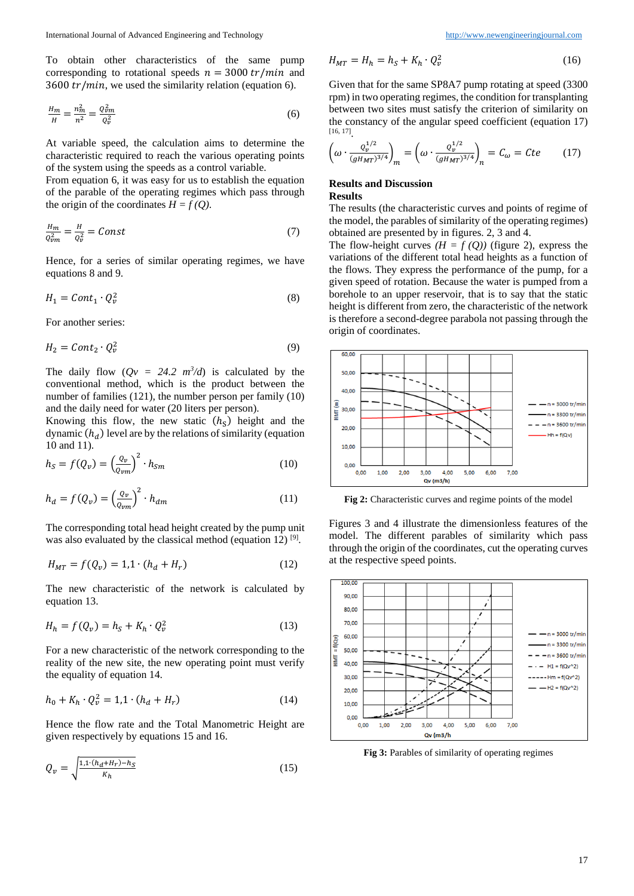To obtain other characteristics of the same pump corresponding to rotational speeds $n = 3000\ tr/min$ and $3600\ tr/min$, we used the similarity relation (equation 6).

$$\frac{H_m}{H} = \frac{n_m^2}{n^2} = \frac{Q_{vm}^2}{Q_v^2} \tag{6}$$

At variable speed, the calculation aims to determine the characteristic required to reach the various operating points of the system using the speeds as a control variable.

From equation 6, it was easy for us to establish the equation of the parable of the operating regimes which pass through the origin of the coordinates *H = f (Q).*

$$\frac{H_m}{Q_{vm}^2} = \frac{H}{Q_v^2} = Const \tag{7}$$

Hence, for a series of similar operating regimes, we have equations 8 and 9.

$$H_1 = Cont_1 \cdot Q_v^2 \tag{8}$$

For another series:

$$H_2 = Cont_2 \cdot Q_v^2 \tag{9}$$

The daily flow (*Qv = 24.2* $m^3/d$) is calculated by the conventional method, which is the product between the number of families (121), the number person per family (10) and the daily need for water (20 liters per person).

Knowing this flow, the new static ($h_S$) height and the dynamic ($h_d$) level are by the relations of similarity (equation 10 and 11).

$$h_S = f(Q_v) = \left(\frac{Q_v}{Q_{vm}}\right)^2 \cdot h_{Sm} \tag{10}$$

$$h_d = f(Q_v) = \left(\frac{Q_v}{Q_{vm}}\right)^2 \cdot h_{dm} \tag{11}$$

The corresponding total head height created by the pump unit was also evaluated by the classical method (equation 12) [9].

$$H_{MT} = f(Q_v) = 1{,}1 \cdot (h_d + H_r) \tag{12}$$

The new characteristic of the network is calculated by equation 13.

$$H_h = f(Q_v) = h_s + K_h \cdot Q_v^2 \tag{13}$$

For a new characteristic of the network corresponding to the reality of the new site, the new operating point must verify the equality of equation 14.

$$h_0 + K_h \cdot Q_v^2 = 1{,}1 \cdot (h_d + H_r) \tag{14}$$

Hence the flow rate and the Total Manometric Height are given respectively by equations 15 and 16.

$$Q_v = \sqrt{\frac{1{,}1 \cdot (h_d + H_r) - h_S}{K_h}} \tag{15}$$

$$H_{MT} = H_h = h_s + K_h \cdot Q_v^2 \tag{16}$$

Given that for the same SP8A7 pump rotating at speed (3300 rpm) in two operating regimes, the condition for transplanting between two sites must satisfy the criterion of similarity on the constancy of the angular speed coefficient (equation 17) [16, 17].

$$\left(\omega \cdot \frac{Q_v^{1/2}}{(gH_{MT})^{3/4}}\right)_m = \left(\omega \cdot \frac{Q_v^{1/2}}{(gH_{MT})^{3/4}}\right)_n = C_\omega = Cte \tag{17}$$

## Results and Discussion

### Results

The results (the characteristic curves and points of regime of the model, the parables of similarity of the operating regimes) obtained are presented by in figures. 2, 3 and 4.

The flow-height curves *(H = f (Q))* (figure 2), express the variations of the different total head heights as a function of the flows. They express the performance of the pump, for a given speed of rotation. Because the water is pumped from a borehole to an upper reservoir, that is to say that the static height is different from zero, the characteristic of the network is therefore a second-degree parabola not passing through the origin of coordinates.

**Fig 2:** Characteristic curves and regime points of the model

Figures 3 and 4 illustrate the dimensionless features of the model. The different parables of similarity which pass through the origin of the coordinates, cut the operating curves at the respective speed points.

**Fig 3:** Parables of similarity of operating regimes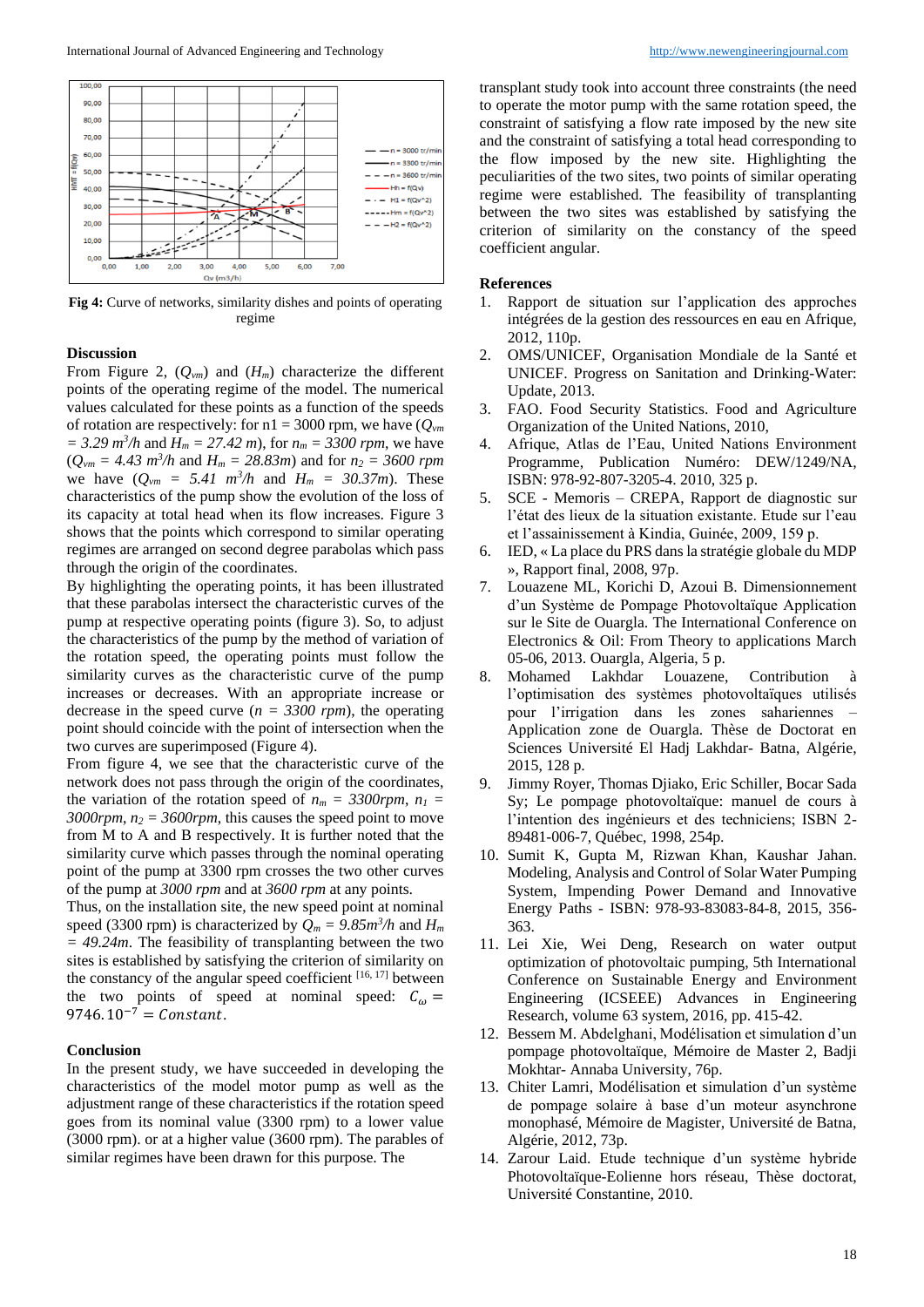**Fig 4:** Curve of networks, similarity dishes and points of operating regime

### Discussion

From Figure 2, ($Q_{vm}$) and ($H_m$) characterize the different points of the operating regime of the model. The numerical values calculated for these points as a function of the speeds of rotation are respectively: for n1 = 3000 rpm, we have ($Q_{vm}$ $= 3.29\ m^3/h$ and $H_m = 27.42\ m$), for $n_m = 3300\ rpm$, we have ($Q_{vm} = 4.43\ m^3/h$ and $H_m = 28.83m$) and for $n_2 = 3600\ rpm$ we have ($Q_{vm} = 5.41\ m^3/h$ and $H_m = 30.37m$). These characteristics of the pump show the evolution of the loss of its capacity at total head when its flow increases. Figure 3 shows that the points which correspond to similar operating regimes are arranged on second degree parabolas which pass through the origin of the coordinates.

By highlighting the operating points, it has been illustrated that these parabolas intersect the characteristic curves of the pump at respective operating points (figure 3). So, to adjust the characteristics of the pump by the method of variation of the rotation speed, the operating points must follow the similarity curves as the characteristic curve of the pump increases or decreases. With an appropriate increase or decrease in the speed curve ($n = 3300\ rpm$), the operating point should coincide with the point of intersection when the two curves are superimposed (Figure 4).

From figure 4, we see that the characteristic curve of the network does not pass through the origin of the coordinates, the variation of the rotation speed of $n_m = 3300rpm$, $n_1 = 3000rpm$, $n_2 = 3600rpm$, this causes the speed point to move from M to A and B respectively. It is further noted that the similarity curve which passes through the nominal operating point of the pump at 3300 rpm crosses the two other curves of the pump at *3000 rpm* and at *3600 rpm* at any points.

Thus, on the installation site, the new speed point at nominal speed (3300 rpm) is characterized by $Q_m = 9.85m^3/h$ and $H_m = 49.24m$. The feasibility of transplanting between the two sites is established by satisfying the criterion of similarity on the constancy of the angular speed coefficient [16, 17] between the two points of speed at nominal speed: $C_\omega = 9746.10^{-7} = Constant$.

### Conclusion

In the present study, we have succeeded in developing the characteristics of the model motor pump as well as the adjustment range of these characteristics if the rotation speed goes from its nominal value (3300 rpm) to a lower value (3000 rpm). or at a higher value (3600 rpm). The parables of similar regimes have been drawn for this purpose. The transplant study took into account three constraints (the need to operate the motor pump with the same rotation speed, the constraint of satisfying a flow rate imposed by the new site and the constraint of satisfying a total head corresponding to the flow imposed by the new site. Highlighting the peculiarities of the two sites, two points of similar operating regime were established. The feasibility of transplanting between the two sites was established by satisfying the criterion of similarity on the constancy of the speed coefficient angular.

### References

1. Rapport de situation sur l'application des approches intégrées de la gestion des ressources en eau en Afrique, 2012, 110p.
2. OMS/UNICEF, Organisation Mondiale de la Santé et UNICEF. Progress on Sanitation and Drinking-Water: Update, 2013.
3. FAO. Food Security Statistics. Food and Agriculture Organization of the United Nations, 2010,
4. Afrique, Atlas de l'Eau, United Nations Environment Programme, Publication Numéro: DEW/1249/NA, ISBN: 978-92-807-3205-4. 2010, 325 p.
5. SCE - Memoris – CREPA, Rapport de diagnostic sur l'état des lieux de la situation existante. Etude sur l'eau et l'assainissement à Kindia, Guinée, 2009, 159 p.
6. IED, « La place du PRS dans la stratégie globale du MDP », Rapport final, 2008, 97p.
7. Louazene ML, Korichi D, Azoui B. Dimensionnement d'un Système de Pompage Photovoltaïque Application sur le Site de Ouargla. The International Conference on Electronics & Oil: From Theory to applications March 05-06, 2013. Ouargla, Algeria, 5 p.
8. Mohamed Lakhdar Louazene, Contribution à l'optimisation des systèmes photovoltaïques utilisés pour l'irrigation dans les zones sahariennes – Application zone de Ouargla. Thèse de Doctorat en Sciences Université El Hadj Lakhdar- Batna, Algérie, 2015, 128 p.
9. Jimmy Royer, Thomas Djiako, Eric Schiller, Bocar Sada Sy; Le pompage photovoltaïque: manuel de cours à l'intention des ingénieurs et des techniciens; ISBN 2-89481-006-7, Québec, 1998, 254p.
10. Sumit K, Gupta M, Rizwan Khan, Kaushar Jahan. Modeling, Analysis and Control of Solar Water Pumping System, Impending Power Demand and Innovative Energy Paths - ISBN: 978-93-83083-84-8, 2015, 356-363.
11. Lei Xie, Wei Deng, Research on water output optimization of photovoltaic pumping, 5th International Conference on Sustainable Energy and Environment Engineering (ICSEEE) Advances in Engineering Research, volume 63 system, 2016, pp. 415-42.
12. Bessem M. Abdelghani, Modélisation et simulation d'un pompage photovoltaïque, Mémoire de Master 2, Badji Mokhtar- Annaba University, 76p.
13. Chiter Lamri, Modélisation et simulation d'un système de pompage solaire à base d'un moteur asynchrone monophasé, Mémoire de Magister, Université de Batna, Algérie, 2012, 73p.
14. Zarour Laid. Etude technique d'un système hybride Photovoltaïque-Eolienne hors réseau, Thèse doctoral, Université Constantine, 2010.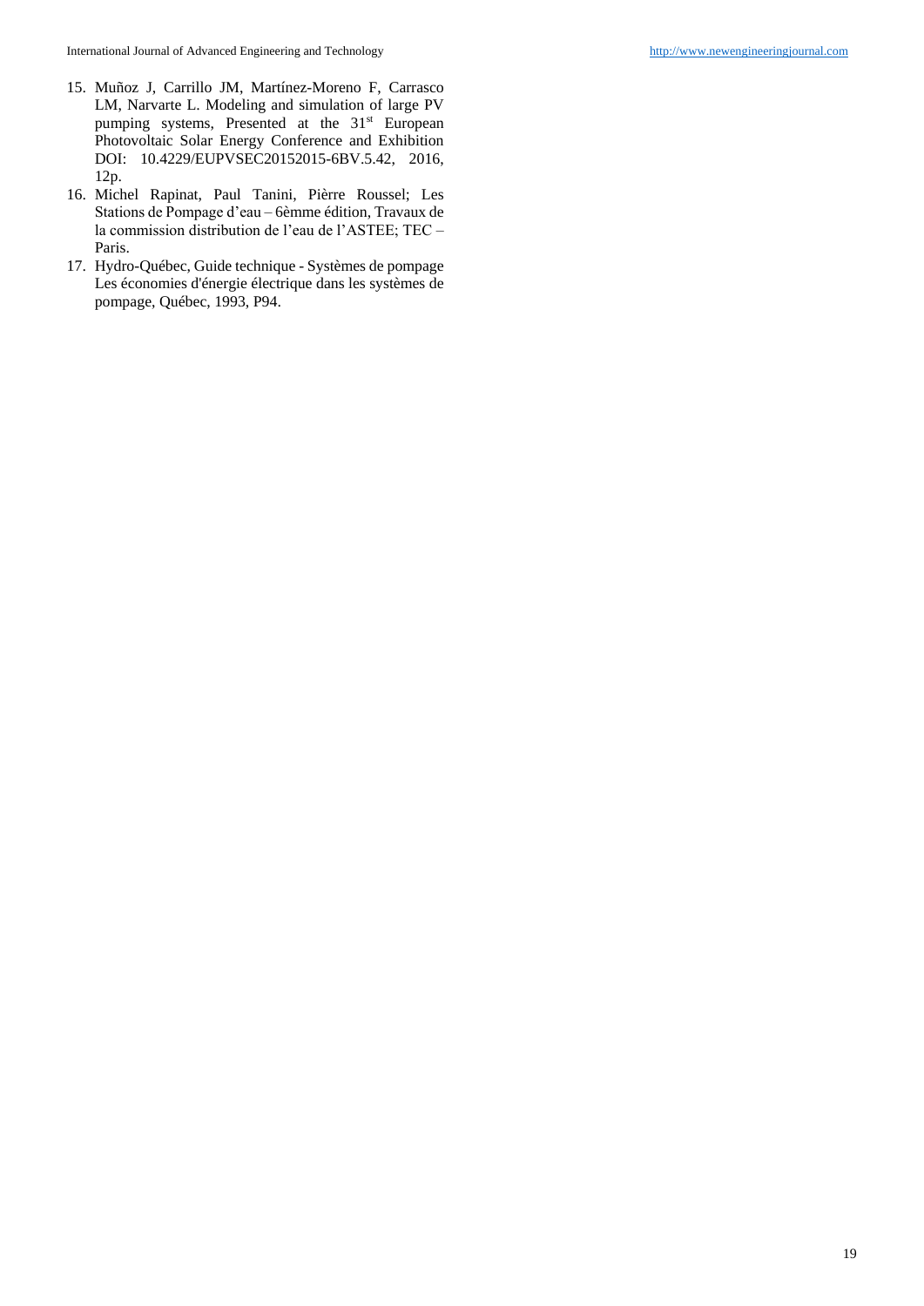15. Muñoz J, Carrillo JM, Martínez-Moreno F, Carrasco LM, Narvarte L. Modeling and simulation of large PV pumping systems, Presented at the 31st European Photovoltaic Solar Energy Conference and Exhibition DOI: 10.4229/EUPVSEC20152015-6BV.5.42, 2016, 12p.
16. Michel Rapinat, Paul Tanini, Pièrre Roussel; Les Stations de Pompage d'eau – 6èmme édition, Travaux de la commission distribution de l'eau de l'ASTEE; TEC – Paris.
17. Hydro-Québec, Guide technique - Systèmes de pompage Les économies d'énergie électrique dans les systèmes de pompage, Québec, 1993, P94.